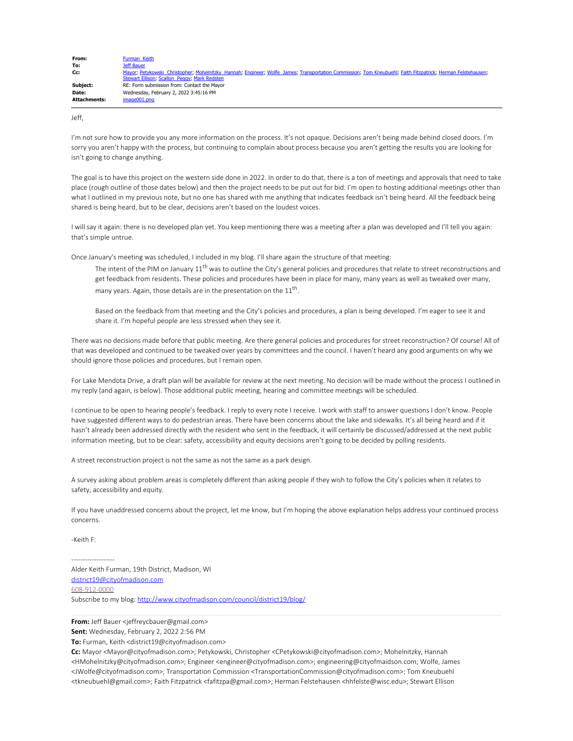| | |
|---|---|
| **From:** | Furman, Keith |
| **To:** | Jeff Bauer |
| **Cc:** | Mayor; Petykowski, Christopher; Mohelnitzky, Hannah; Engineer; Wolfe, James; Transportation Commission; Tom Kneubuehl; Faith Fitzpatrick; Herman Felstehausen; Stewart Ellison; Scallon, Peggy; Mark Redsten |
| **Subject:** | RE: Form submission from: Contact the Mayor |
| **Date:** | Wednesday, February 2, 2022 3:45:16 PM |
| **Attachments:** | image001.png |

Jeff,

I'm not sure how to provide you any more information on the process. It's not opaque. Decisions aren't being made behind closed doors. I'm sorry you aren't happy with the process, but continuing to complain about process because you aren't getting the results you are looking for isn't going to change anything.

The goal is to have this project on the western side done in 2022. In order to do that, there is a ton of meetings and approvals that need to take place (rough outline of those dates below) and then the project needs to be put out for bid. I'm open to hosting additional meetings other than what I outlined in my previous note, but no one has shared with me anything that indicates feedback isn't being heard. All the feedback being shared is being heard, but to be clear, decisions aren't based on the loudest voices.

I will say it again: there is no developed plan yet. You keep mentioning there was a meeting after a plan was developed and I'll tell you again: that's simple untrue.

Once January's meeting was scheduled, I included in my blog. I'll share again the structure of that meeting:

> The intent of the PIM on January 11th was to outline the City's general policies and procedures that relate to street reconstructions and get feedback from residents. These policies and procedures have been in place for many, many years as well as tweaked over many, many years. Again, those details are in the presentation on the 11th.
>
> Based on the feedback from that meeting and the City's policies and procedures, a plan is being developed. I'm eager to see it and share it. I'm hopeful people are less stressed when they see it.

There was no decisions made before that public meeting. Are there general policies and procedures for street reconstruction? Of course! All of that was developed and continued to be tweaked over years by committees and the council. I haven't heard any good arguments on why we should ignore those policies and procedures, but I remain open.

For Lake Mendota Drive, a draft plan will be available for review at the next meeting. No decision will be made without the process I outlined in my reply (and again, is below). Those additional public meeting, hearing and committee meetings will be scheduled.

I continue to be open to hearing people's feedback. I reply to every note I receive. I work with staff to answer questions I don't know. People have suggested different ways to do pedestrian areas. There have been concerns about the lake and sidewalks. It's all being heard and if it hasn't already been addressed directly with the resident who sent in the feedback, it will certainly be discussed/addressed at the next public information meeting, but to be clear: safety, accessibility and equity decisions aren't going to be decided by polling residents.

A street reconstruction project is not the same as not the same as a park design.

A survey asking about problem areas is completely different than asking people if they wish to follow the City's policies when it relates to safety, accessibility and equity.

If you have unaddressed concerns about the project, let me know, but I'm hoping the above explanation helps address your continued process concerns.

-Keith F.

-------------------
Alder Keith Furman, 19th District, Madison, WI
district19@cityofmadison.com
608-912-0000
Subscribe to my blog: http://www.cityofmadison.com/council/district19/blog/

---

**From:** Jeff Bauer <jeffreycbauer@gmail.com>
**Sent:** Wednesday, February 2, 2022 2:56 PM
**To:** Furman, Keith <district19@cityofmadison.com>
**Cc:** Mayor <Mayor@cityofmadison.com>; Petykowski, Christopher <CPetykowski@cityofmadison.com>; Mohelnitzky, Hannah <HMohelnitzky@cityofmadison.com>; Engineer <engineer@cityofmadison.com>; engineering@cityofmaidson.com; Wolfe, James <JWolfe@cityofmadison.com>; Transportation Commission <TransportationCommission@cityofmadison.com>; Tom Kneubuehl <tkneubuehl@gmail.com>; Faith Fitzpatrick <fafitzpa@gmail.com>; Herman Felstehausen <hhfelste@wisc.edu>; Stewart Ellison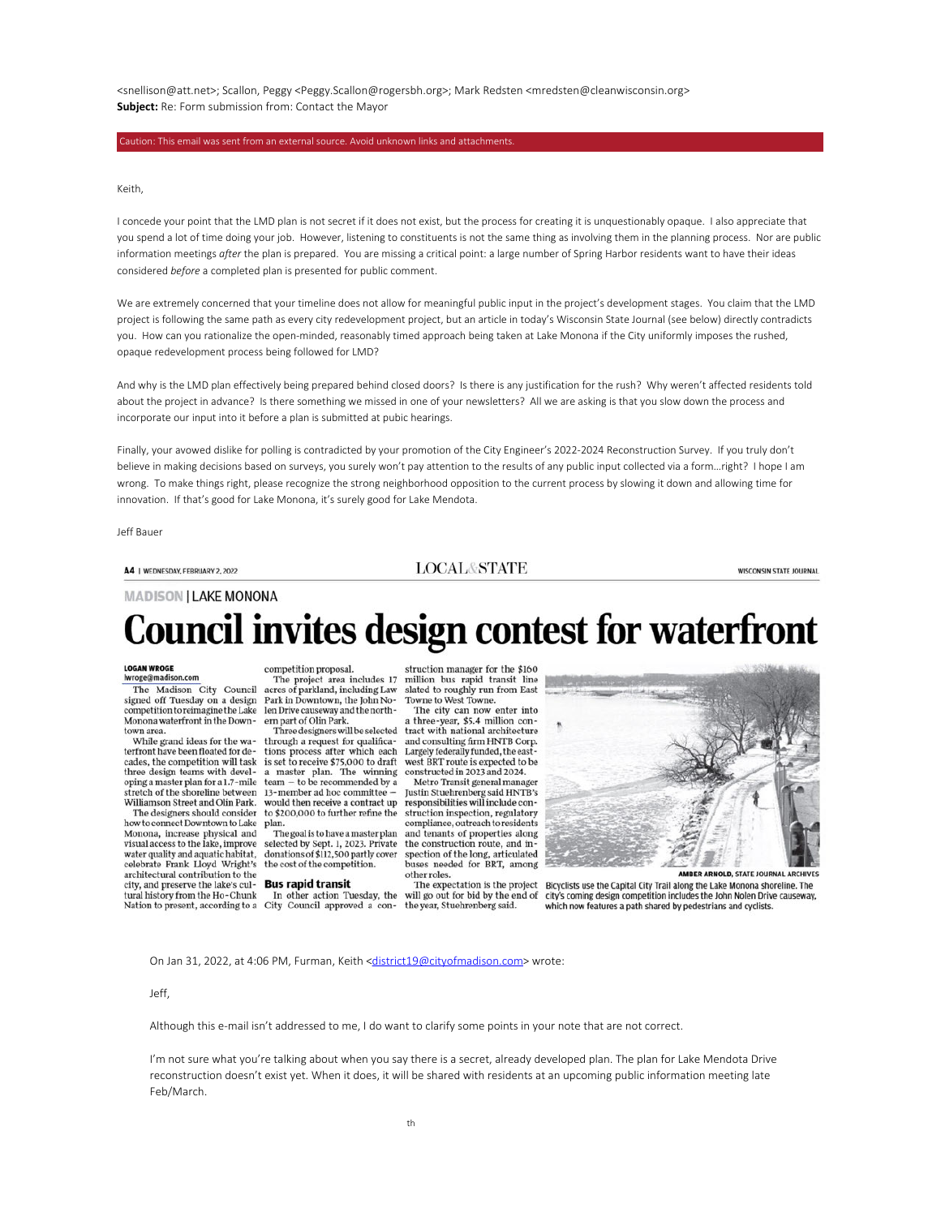<snellison@att.net>; Scallon, Peggy <Peggy.Scallon@rogersbh.org>; Mark Redsten <mredsten@cleanwisconsin.org>
**Subject:** Re: Form submission from: Contact the Mayor

Caution: This email was sent from an external source. Avoid unknown links and attachments.

Keith,

I concede your point that the LMD plan is not secret if it does not exist, but the process for creating it is unquestionably opaque. I also appreciate that you spend a lot of time doing your job. However, listening to constituents is not the same thing as involving them in the planning process. Nor are public information meetings *after* the plan is prepared. You are missing a critical point: a large number of Spring Harbor residents want to have their ideas considered *before* a completed plan is presented for public comment.

We are extremely concerned that your timeline does not allow for meaningful public input in the project's development stages. You claim that the LMD project is following the same path as every city redevelopment project, but an article in today's Wisconsin State Journal (see below) directly contradicts you. How can you rationalize the open-minded, reasonably timed approach being taken at Lake Monona if the City uniformly imposes the rushed, opaque redevelopment process being followed for LMD?

And why is the LMD plan effectively being prepared behind closed doors? Is there is any justification for the rush? Why weren't affected residents told about the project in advance? Is there something we missed in one of your newsletters? All we are asking is that you slow down the process and incorporate our input into it before a plan is submitted at pubic hearings.

Finally, your avowed dislike for polling is contradicted by your promotion of the City Engineer's 2022-2024 Reconstruction Survey. If you truly don't believe in making decisions based on surveys, you surely won't pay attention to the results of any public input collected via a form…right? I hope I am wrong. To make things right, please recognize the strong neighborhood opposition to the current process by slowing it down and allowing time for innovation. If that's good for Lake Monona, it's surely good for Lake Mendota.

Jeff Bauer

A4 | WEDNESDAY, FEBRUARY 2, 2022 — LOCAL & STATE — WISCONSIN STATE JOURNAL

MADISON | LAKE MONONA

# Council invites design contest for waterfront

**LOGAN WROGE**
lwroge@madison.com

The Madison City Council signed off Tuesday on a design competition to reimagine the Lake Monona waterfront in the Downtown area.

While grand ideas for the waterfront have been floated for decades, the competition will task three design teams with developing a master plan for a 1.7-mile stretch of the shoreline between Williamson Street and Olin Park.

The designers should consider how to connect Downtown to Lake Monona, increase physical and visual access to the lake, improve water quality and aquatic habitat, celebrate Frank Lloyd Wright's architectural contribution to the city, and preserve the lake's cultural history from the Ho-Chunk Nation to present, according to a competition proposal.

The project area includes 17 acres of parkland, including Law Park in Downtown, the John Nolen Drive causeway and the northern part of Olin Park.

Three designers will be selected through a request for qualifications process after which each is set to receive $75,000 to draft a master plan. The winning team — to be recommended by a 13-member ad hoc committee — would then receive a contract up to $200,000 to further refine the plan.

The goal is to have a master plan selected by Sept. 1, 2023. Private donations of $112,500 partly cover the cost of the competition.

## Bus rapid transit

In other action Tuesday, the City Council approved a construction manager for the $160 million bus rapid transit line slated to roughly run from East Towne to West Towne.

The city can now enter into a three-year, $5.4 million contract with national architecture and consulting firm HNTB Corp. Largely federally funded, the east-west BRT route is expected to be constructed in 2023 and 2024.

Metro Transit general manager Justin Stuehrenberg said HNTB's responsibilities will include construction inspection, regulatory compliance, outreach to residents and tenants of properties along the construction route, and inspection of the long, articulated buses needed for BRT, among other roles.

The expectation is the project will go out for bid by the end of the year, Stuehrenberg said.

AMBER ARNOLD, STATE JOURNAL ARCHIVES

Bicyclists use the Capital City Trail along the Lake Monona shoreline. The city's coming design competition includes the John Nolen Drive causeway, which now features a path shared by pedestrians and cyclists.

On Jan 31, 2022, at 4:06 PM, Furman, Keith <district19@cityofmadison.com> wrote:

Jeff,

Although this e-mail isn't addressed to me, I do want to clarify some points in your note that are not correct.

I'm not sure what you're talking about when you say there is a secret, already developed plan. The plan for Lake Mendota Drive reconstruction doesn't exist yet. When it does, it will be shared with residents at an upcoming public information meeting late Feb/March.

th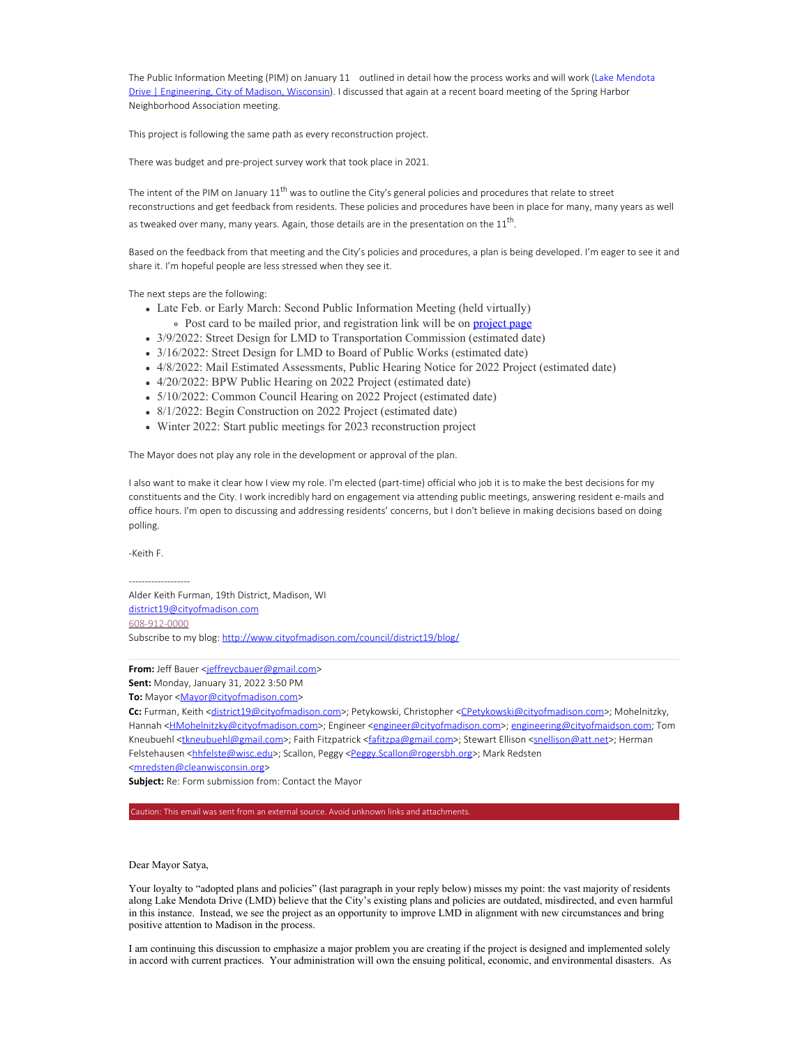The Public Information Meeting (PIM) on January 11 outlined in detail how the process works and will work (Lake Mendota Drive | Engineering, City of Madison, Wisconsin). I discussed that again at a recent board meeting of the Spring Harbor Neighborhood Association meeting.

This project is following the same path as every reconstruction project.

There was budget and pre-project survey work that took place in 2021.

The intent of the PIM on January 11th was to outline the City's general policies and procedures that relate to street reconstructions and get feedback from residents. These policies and procedures have been in place for many, many years as well as tweaked over many, many years. Again, those details are in the presentation on the 11th.

Based on the feedback from that meeting and the City's policies and procedures, a plan is being developed. I'm eager to see it and share it. I'm hopeful people are less stressed when they see it.

The next steps are the following:

- Late Feb. or Early March: Second Public Information Meeting (held virtually)
  - Post card to be mailed prior, and registration link will be on project page
- 3/9/2022: Street Design for LMD to Transportation Commission (estimated date)
- 3/16/2022: Street Design for LMD to Board of Public Works (estimated date)
- 4/8/2022: Mail Estimated Assessments, Public Hearing Notice for 2022 Project (estimated date)
- 4/20/2022: BPW Public Hearing on 2022 Project (estimated date)
- 5/10/2022: Common Council Hearing on 2022 Project (estimated date)
- 8/1/2022: Begin Construction on 2022 Project (estimated date)
- Winter 2022: Start public meetings for 2023 reconstruction project

The Mayor does not play any role in the development or approval of the plan.

I also want to make it clear how I view my role. I'm elected (part-time) official who job it is to make the best decisions for my constituents and the City. I work incredibly hard on engagement via attending public meetings, answering resident e-mails and office hours. I'm open to discussing and addressing residents' concerns, but I don't believe in making decisions based on doing polling.

-Keith F.

-------------------
Alder Keith Furman, 19th District, Madison, WI
district19@cityofmadison.com
608-912-0000
Subscribe to my blog: http://www.cityofmadison.com/council/district19/blog/

**From:** Jeff Bauer <jeffreycbauer@gmail.com>
**Sent:** Monday, January 31, 2022 3:50 PM
**To:** Mayor <Mayor@cityofmadison.com>
**Cc:** Furman, Keith <district19@cityofmadison.com>; Petykowski, Christopher <CPetykowski@cityofmadison.com>; Mohelnitzky, Hannah <HMohelnitzky@cityofmadison.com>; Engineer <engineer@cityofmadison.com>; engineering@cityofmaidson.com; Tom Kneubuehl <tkneubuehl@gmail.com>; Faith Fitzpatrick <fafitzpa@gmail.com>; Stewart Ellison <snellison@att.net>; Herman Felstehausen <hhfelste@wisc.edu>; Scallon, Peggy <Peggy.Scallon@rogersbh.org>; Mark Redsten <mredsten@cleanwisconsin.org>
**Subject:** Re: Form submission from: Contact the Mayor

Caution: This email was sent from an external source. Avoid unknown links and attachments.

Dear Mayor Satya,

Your loyalty to "adopted plans and policies" (last paragraph in your reply below) misses my point: the vast majority of residents along Lake Mendota Drive (LMD) believe that the City's existing plans and policies are outdated, misdirected, and even harmful in this instance. Instead, we see the project as an opportunity to improve LMD in alignment with new circumstances and bring positive attention to Madison in the process.

I am continuing this discussion to emphasize a major problem you are creating if the project is designed and implemented solely in accord with current practices. Your administration will own the ensuing political, economic, and environmental disasters. As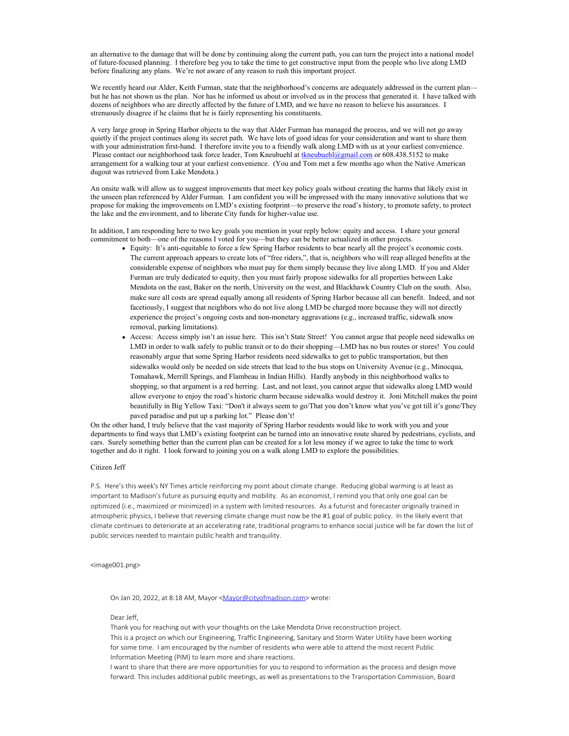an alternative to the damage that will be done by continuing along the current path, you can turn the project into a national model of future-focused planning. I therefore beg you to take the time to get constructive input from the people who live along LMD before finalizing any plans. We're not aware of any reason to rush this important project.

We recently heard our Alder, Keith Furman, state that the neighborhood's concerns are adequately addressed in the current plan—but he has not shown us the plan. Nor has he informed us about or involved us in the process that generated it. I have talked with dozens of neighbors who are directly affected by the future of LMD, and we have no reason to believe his assurances. I strenuously disagree if he claims that he is fairly representing his constituents.

A very large group in Spring Harbor objects to the way that Alder Furman has managed the process, and we will not go away quietly if the project continues along its secret path. We have lots of good ideas for your consideration and want to share them with your administration first-hand. I therefore invite you to a friendly walk along LMD with us at your earliest convenience. Please contact our neighborhood task force leader, Tom Kneubuehl at tkneubuehl@gmail.com or 608.438.5152 to make arrangement for a walking tour at your earliest convenience. (You and Tom met a few months ago when the Native American dugout was retrieved from Lake Mendota.)

An onsite walk will allow us to suggest improvements that meet key policy goals without creating the harms that likely exist in the unseen plan referenced by Alder Furman. I am confident you will be impressed with the many innovative solutions that we propose for making the improvements on LMD's existing footprint—to preserve the road's history, to promote safety, to protect the lake and the environment, and to liberate City funds for higher-value use.

In addition, I am responding here to two key goals you mention in your reply below: equity and access. I share your general commitment to both—one of the reasons I voted for you—but they can be better actualized in other projects.

- Equity: It's anti-equitable to force a few Spring Harbor residents to bear nearly all the project's economic costs. The current approach appears to create lots of "free riders,", that is, neighbors who will reap alleged benefits at the considerable expense of neighbors who must pay for them simply because they live along LMD. If you and Alder Furman are truly dedicated to equity, then you must fairly propose sidewalks for all properties between Lake Mendota on the east, Baker on the north, University on the west, and Blackhawk Country Club on the south. Also, make sure all costs are spread equally among all residents of Spring Harbor because all can benefit. Indeed, and not facetiously, I suggest that neighbors who do not live along LMD be charged more because they will not directly experience the project's ongoing costs and non-monetary aggravations (e.g., increased traffic, sidewalk snow removal, parking limitations).
- Access: Access simply isn't an issue here. This isn't State Street! You cannot argue that people need sidewalks on LMD in order to walk safely to public transit or to do their shopping—LMD has no bus routes or stores! You could reasonably argue that some Spring Harbor residents need sidewalks to get to public transportation, but then sidewalks would only be needed on side streets that lead to the bus stops on University Avenue (e.g., Minocqua, Tomahawk, Merrill Springs, and Flambeau in Indian Hills). Hardly anybody in this neighborhood walks to shopping, so that argument is a red herring. Last, and not least, you cannot argue that sidewalks along LMD would allow everyone to enjoy the road's historic charm because sidewalks would destroy it. Joni Mitchell makes the point beautifully in Big Yellow Taxi: "Don't it always seem to go/That you don't know what you've got till it's gone/They paved paradise and put up a parking lot." Please don't!

On the other hand, I truly believe that the vast majority of Spring Harbor residents would like to work with you and your departments to find ways that LMD's existing footprint can be turned into an innovative route shared by pedestrians, cyclists, and cars. Surely something better than the current plan can be created for a lot less money if we agree to take the time to work together and do it right. I look forward to joining you on a walk along LMD to explore the possibilities.

Citizen Jeff

P.S. Here's this week's NY Times article reinforcing my point about climate change. Reducing global warming is at least as important to Madison's future as pursuing equity and mobility. As an economist, I remind you that only one goal can be optimized (i.e., maximized or minimized) in a system with limited resources. As a futurist and forecaster originally trained in atmospheric physics, I believe that reversing climate change must now be the #1 goal of public policy. In the likely event that climate continues to deteriorate at an accelerating rate, traditional programs to enhance social justice will be far down the list of public services needed to maintain public health and tranquility.

<image001.png>

> On Jan 20, 2022, at 8:18 AM, Mayor <Mayor@cityofmadison.com> wrote:
>
> Dear Jeff,
>
> Thank you for reaching out with your thoughts on the Lake Mendota Drive reconstruction project.
>
> This is a project on which our Engineering, Traffic Engineering, Sanitary and Storm Water Utility have been working for some time. I am encouraged by the number of residents who were able to attend the most recent Public Information Meeting (PIM) to learn more and share reactions.
>
> I want to share that there are more opportunities for you to respond to information as the process and design move forward. This includes additional public meetings, as well as presentations to the Transportation Commission, Board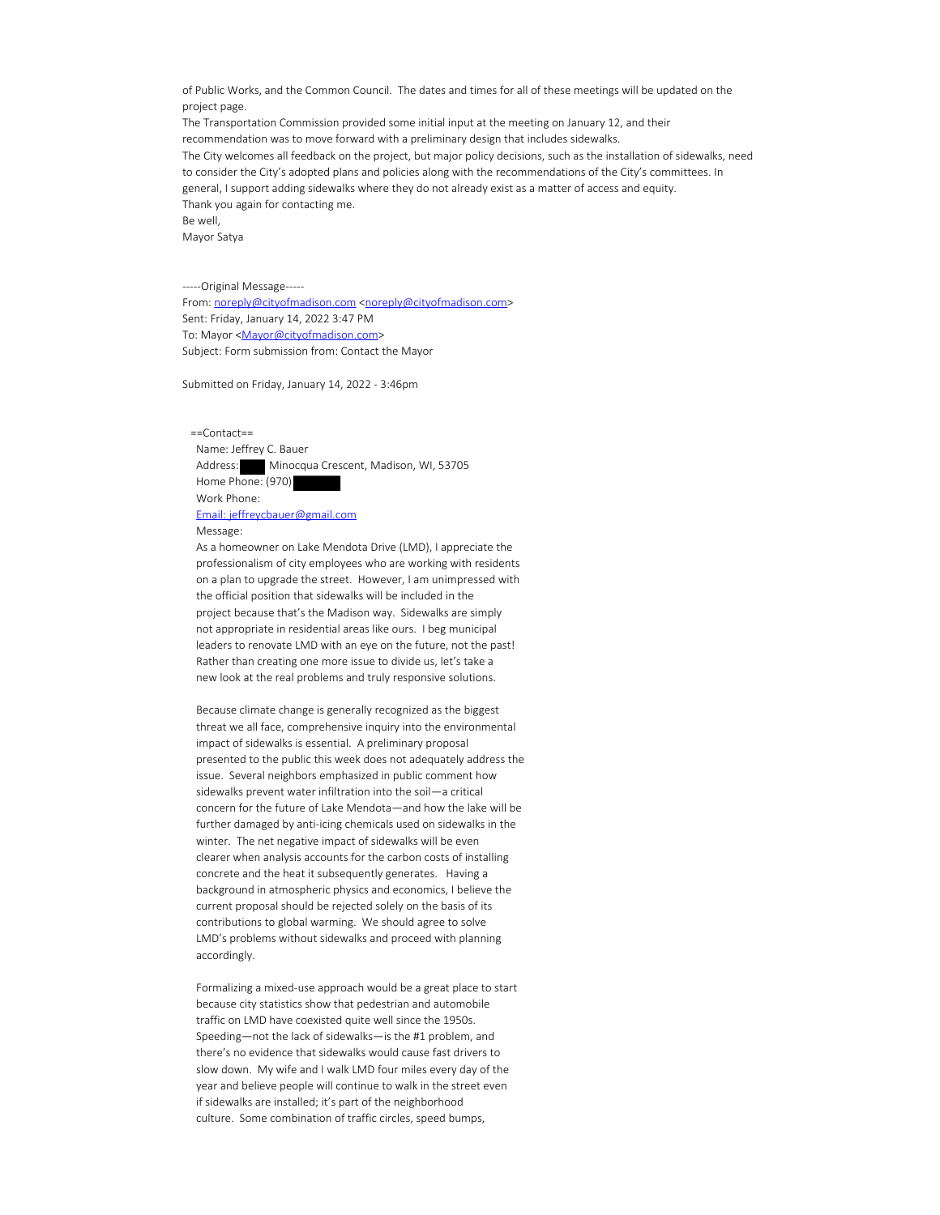of Public Works, and the Common Council. The dates and times for all of these meetings will be updated on the project page.

The Transportation Commission provided some initial input at the meeting on January 12, and their recommendation was to move forward with a preliminary design that includes sidewalks.

The City welcomes all feedback on the project, but major policy decisions, such as the installation of sidewalks, need to consider the City's adopted plans and policies along with the recommendations of the City's committees. In general, I support adding sidewalks where they do not already exist as a matter of access and equity.

Thank you again for contacting me.

Be well,

Mayor Satya

-----Original Message-----

From: noreply@cityofmadison.com <noreply@cityofmadison.com>

Sent: Friday, January 14, 2022 3:47 PM

To: Mayor <Mayor@cityofmadison.com>

Subject: Form submission from: Contact the Mayor

Submitted on Friday, January 14, 2022 - 3:46pm

==Contact==

Name: Jeffrey C. Bauer

Address: ███ Minocqua Crescent, Madison, WI, 53705

Home Phone: (970) ███

Work Phone:

Email: jeffreycbauer@gmail.com

Message:

As a homeowner on Lake Mendota Drive (LMD), I appreciate the professionalism of city employees who are working with residents on a plan to upgrade the street. However, I am unimpressed with the official position that sidewalks will be included in the project because that's the Madison way. Sidewalks are simply not appropriate in residential areas like ours. I beg municipal leaders to renovate LMD with an eye on the future, not the past! Rather than creating one more issue to divide us, let's take a new look at the real problems and truly responsive solutions.

Because climate change is generally recognized as the biggest threat we all face, comprehensive inquiry into the environmental impact of sidewalks is essential. A preliminary proposal presented to the public this week does not adequately address the issue. Several neighbors emphasized in public comment how sidewalks prevent water infiltration into the soil—a critical concern for the future of Lake Mendota—and how the lake will be further damaged by anti-icing chemicals used on sidewalks in the winter. The net negative impact of sidewalks will be even clearer when analysis accounts for the carbon costs of installing concrete and the heat it subsequently generates. Having a background in atmospheric physics and economics, I believe the current proposal should be rejected solely on the basis of its contributions to global warming. We should agree to solve LMD's problems without sidewalks and proceed with planning accordingly.

Formalizing a mixed-use approach would be a great place to start because city statistics show that pedestrian and automobile traffic on LMD have coexisted quite well since the 1950s. Speeding—not the lack of sidewalks—is the #1 problem, and there's no evidence that sidewalks would cause fast drivers to slow down. My wife and I walk LMD four miles every day of the year and believe people will continue to walk in the street even if sidewalks are installed; it's part of the neighborhood culture. Some combination of traffic circles, speed bumps,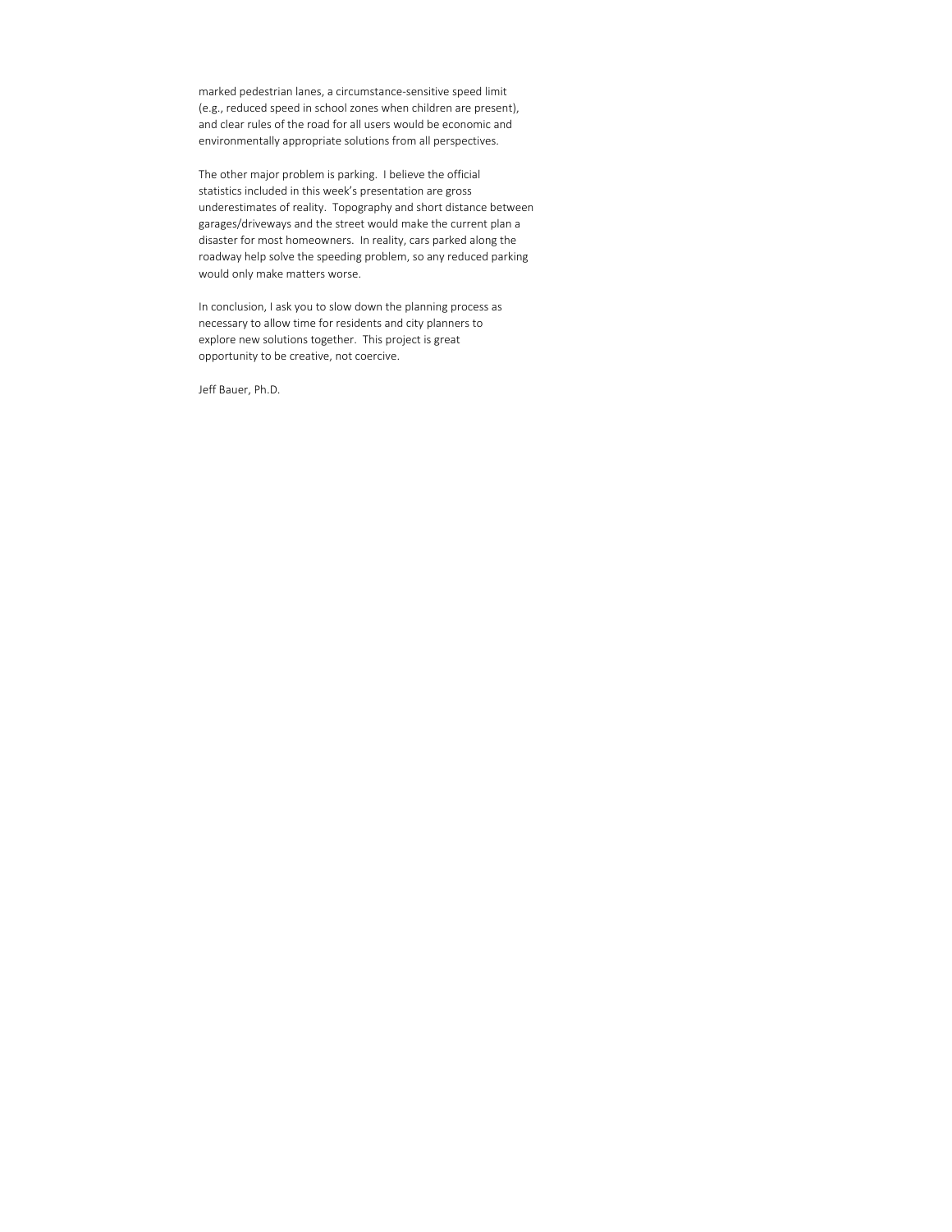marked pedestrian lanes, a circumstance-sensitive speed limit (e.g., reduced speed in school zones when children are present), and clear rules of the road for all users would be economic and environmentally appropriate solutions from all perspectives.

The other major problem is parking. I believe the official statistics included in this week's presentation are gross underestimates of reality. Topography and short distance between garages/driveways and the street would make the current plan a disaster for most homeowners. In reality, cars parked along the roadway help solve the speeding problem, so any reduced parking would only make matters worse.

In conclusion, I ask you to slow down the planning process as necessary to allow time for residents and city planners to explore new solutions together. This project is great opportunity to be creative, not coercive.

Jeff Bauer, Ph.D.